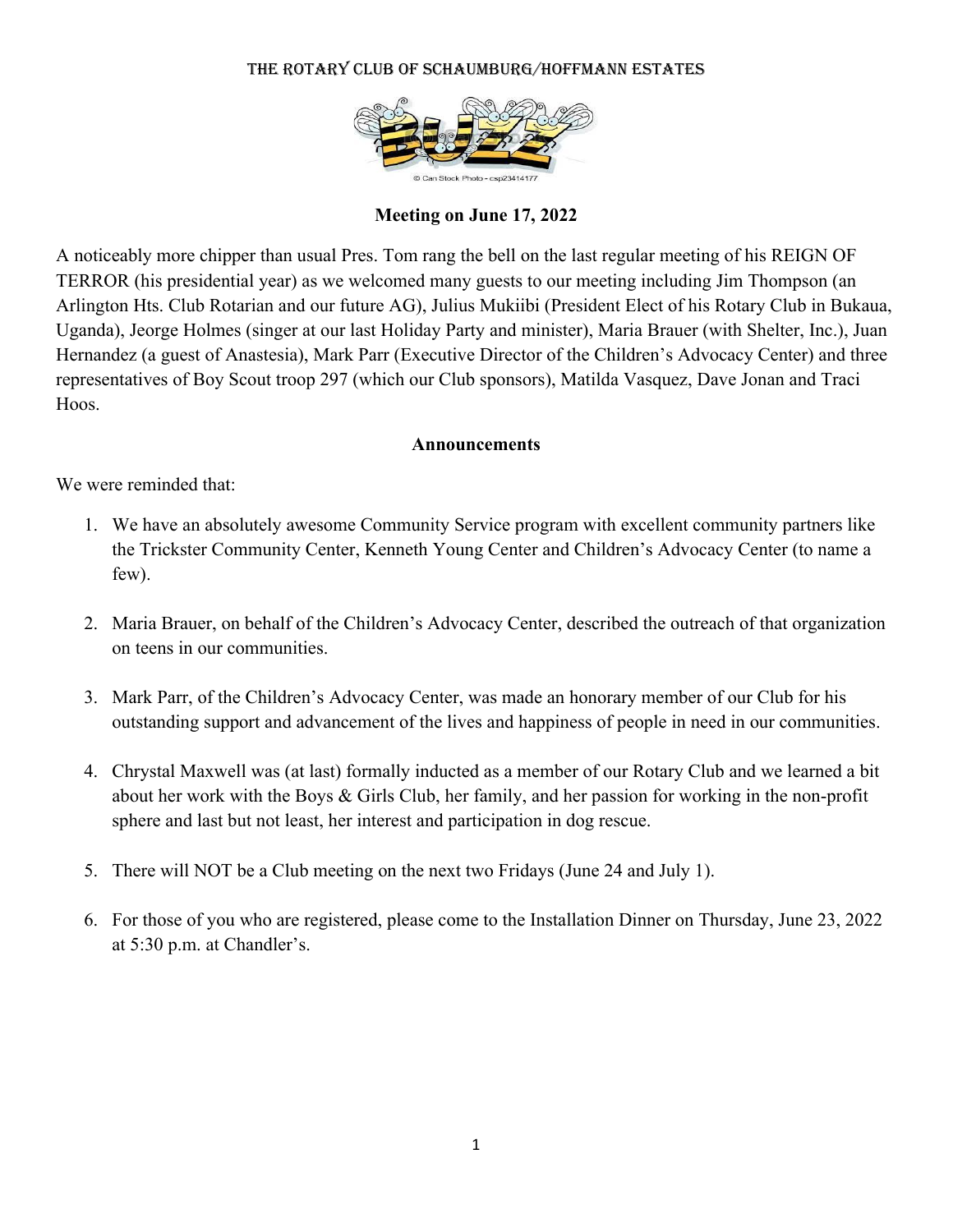# The Rotary Club of Schaumburg/Hoffmann Estates

**Meeting on June 17, 2022**

A noticeably more chipper than usual Pres. Tom rang the bell on the last regular meeting of his REIGN OF TERROR (his presidential year) as we welcomed many guests to our meeting including Jim Thompson (an Arlington Hts. Club Rotarian and our future AG), Julius Mukiibi (President Elect of his Rotary Club in Bukaua, Uganda), Jeorge Holmes (singer at our last Holiday Party and minister), Maria Brauer (with Shelter, Inc.), Juan Hernandez (a guest of Anastesia), Mark Parr (Executive Director of the Children's Advocacy Center) and three representatives of Boy Scout troop 297 (which our Club sponsors), Matilda Vasquez, Dave Jonan and Traci Hoos.

**Announcements**

We were reminded that:

1. We have an absolutely awesome Community Service program with excellent community partners like the Trickster Community Center, Kenneth Young Center and Children's Advocacy Center (to name a few).
2. Maria Brauer, on behalf of the Children's Advocacy Center, described the outreach of that organization on teens in our communities.
3. Mark Parr, of the Children's Advocacy Center, was made an honorary member of our Club for his outstanding support and advancement of the lives and happiness of people in need in our communities.
4. Chrystal Maxwell was (at last) formally inducted as a member of our Rotary Club and we learned a bit about her work with the Boys & Girls Club, her family, and her passion for working in the non-profit sphere and last but not least, her interest and participation in dog rescue.
5. There will NOT be a Club meeting on the next two Fridays (June 24 and July 1).
6. For those of you who are registered, please come to the Installation Dinner on Thursday, June 23, 2022 at 5:30 p.m. at Chandler's.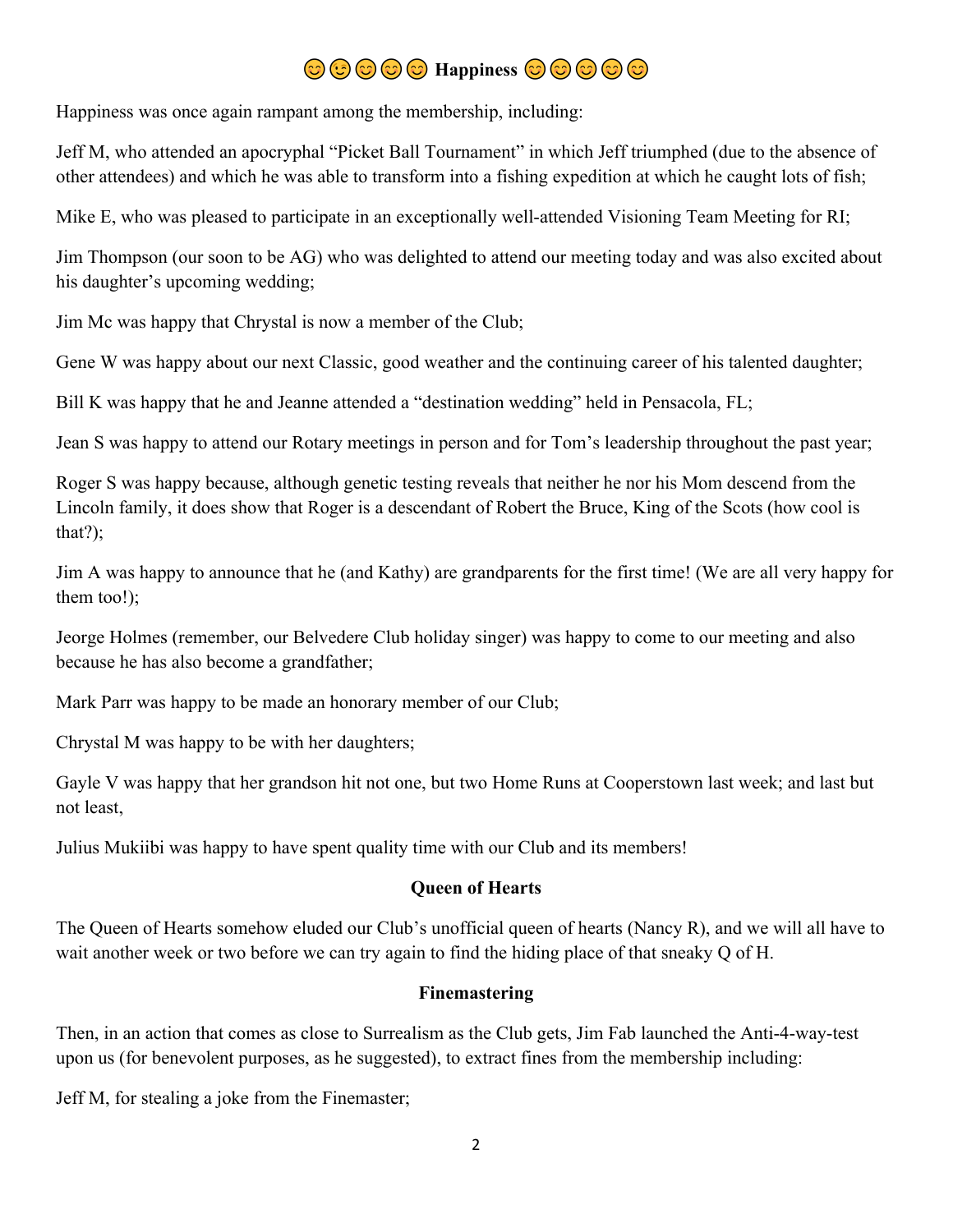## 😊😉😊😊😊 Happiness 😊😊😊😊😊

Happiness was once again rampant among the membership, including:

Jeff M, who attended an apocryphal "Picket Ball Tournament" in which Jeff triumphed (due to the absence of other attendees) and which he was able to transform into a fishing expedition at which he caught lots of fish;

Mike E, who was pleased to participate in an exceptionally well-attended Visioning Team Meeting for RI;

Jim Thompson (our soon to be AG) who was delighted to attend our meeting today and was also excited about his daughter's upcoming wedding;

Jim Mc was happy that Chrystal is now a member of the Club;

Gene W was happy about our next Classic, good weather and the continuing career of his talented daughter;

Bill K was happy that he and Jeanne attended a "destination wedding" held in Pensacola, FL;

Jean S was happy to attend our Rotary meetings in person and for Tom's leadership throughout the past year;

Roger S was happy because, although genetic testing reveals that neither he nor his Mom descend from the Lincoln family, it does show that Roger is a descendant of Robert the Bruce, King of the Scots (how cool is that?);

Jim A was happy to announce that he (and Kathy) are grandparents for the first time! (We are all very happy for them too!);

Jeorge Holmes (remember, our Belvedere Club holiday singer) was happy to come to our meeting and also because he has also become a grandfather;

Mark Parr was happy to be made an honorary member of our Club;

Chrystal M was happy to be with her daughters;

Gayle V was happy that her grandson hit not one, but two Home Runs at Cooperstown last week; and last but not least,

Julius Mukiibi was happy to have spent quality time with our Club and its members!

### Queen of Hearts

The Queen of Hearts somehow eluded our Club's unofficial queen of hearts (Nancy R), and we will all have to wait another week or two before we can try again to find the hiding place of that sneaky Q of H.

### Finemastering

Then, in an action that comes as close to Surrealism as the Club gets, Jim Fab launched the Anti-4-way-test upon us (for benevolent purposes, as he suggested), to extract fines from the membership including:

Jeff M, for stealing a joke from the Finemaster;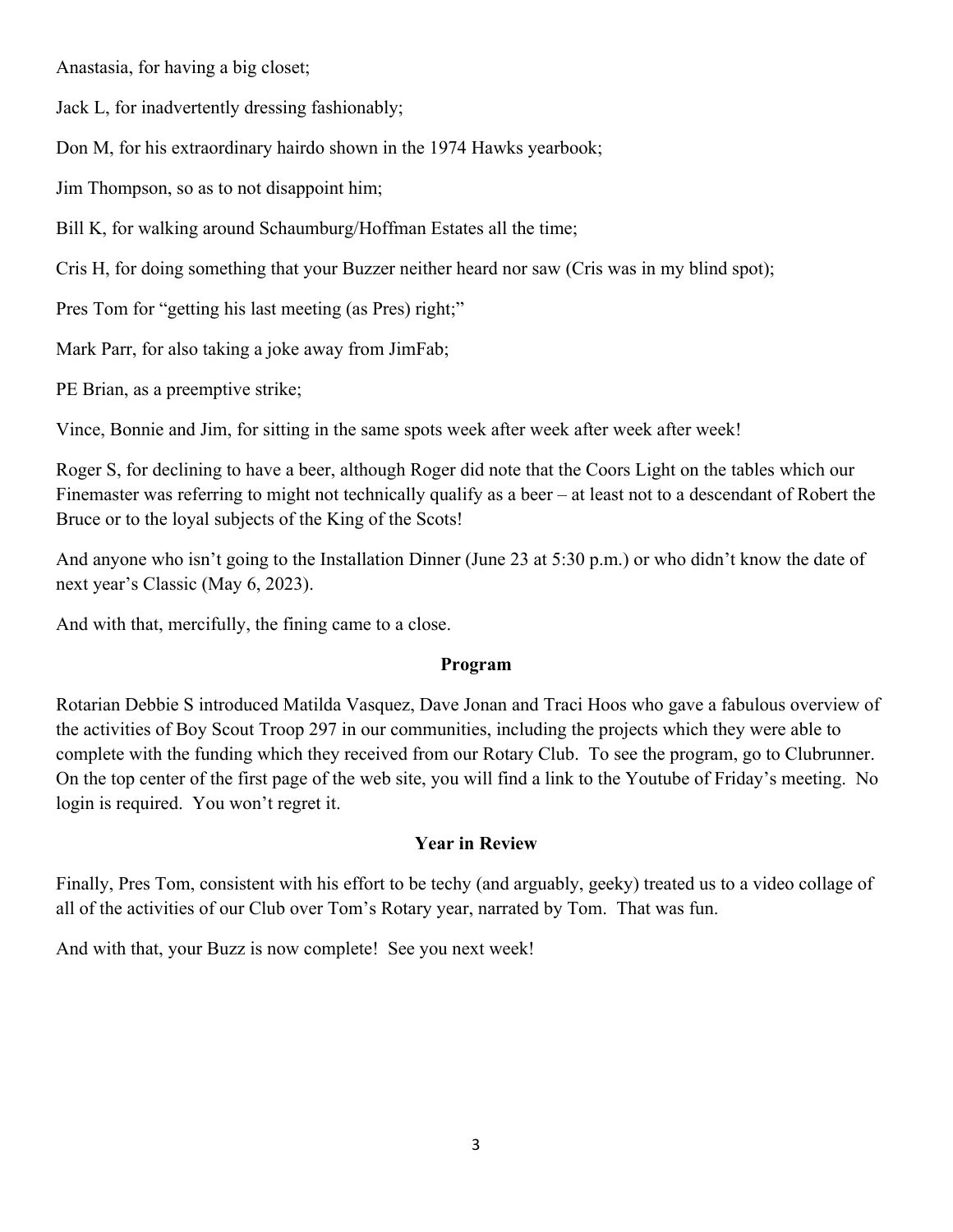Anastasia, for having a big closet;

Jack L, for inadvertently dressing fashionably;

Don M, for his extraordinary hairdo shown in the 1974 Hawks yearbook;

Jim Thompson, so as to not disappoint him;

Bill K, for walking around Schaumburg/Hoffman Estates all the time;

Cris H, for doing something that your Buzzer neither heard nor saw (Cris was in my blind spot);

Pres Tom for "getting his last meeting (as Pres) right;"

Mark Parr, for also taking a joke away from JimFab;

PE Brian, as a preemptive strike;

Vince, Bonnie and Jim, for sitting in the same spots week after week after week after week!

Roger S, for declining to have a beer, although Roger did note that the Coors Light on the tables which our Finemaster was referring to might not technically qualify as a beer – at least not to a descendant of Robert the Bruce or to the loyal subjects of the King of the Scots!

And anyone who isn't going to the Installation Dinner (June 23 at 5:30 p.m.) or who didn't know the date of next year's Classic (May 6, 2023).

And with that, mercifully, the fining came to a close.

**Program**

Rotarian Debbie S introduced Matilda Vasquez, Dave Jonan and Traci Hoos who gave a fabulous overview of the activities of Boy Scout Troop 297 in our communities, including the projects which they were able to complete with the funding which they received from our Rotary Club. To see the program, go to Clubrunner. On the top center of the first page of the web site, you will find a link to the Youtube of Friday's meeting. No login is required. You won't regret it.

**Year in Review**

Finally, Pres Tom, consistent with his effort to be techy (and arguably, geeky) treated us to a video collage of all of the activities of our Club over Tom's Rotary year, narrated by Tom. That was fun.

And with that, your Buzz is now complete! See you next week!